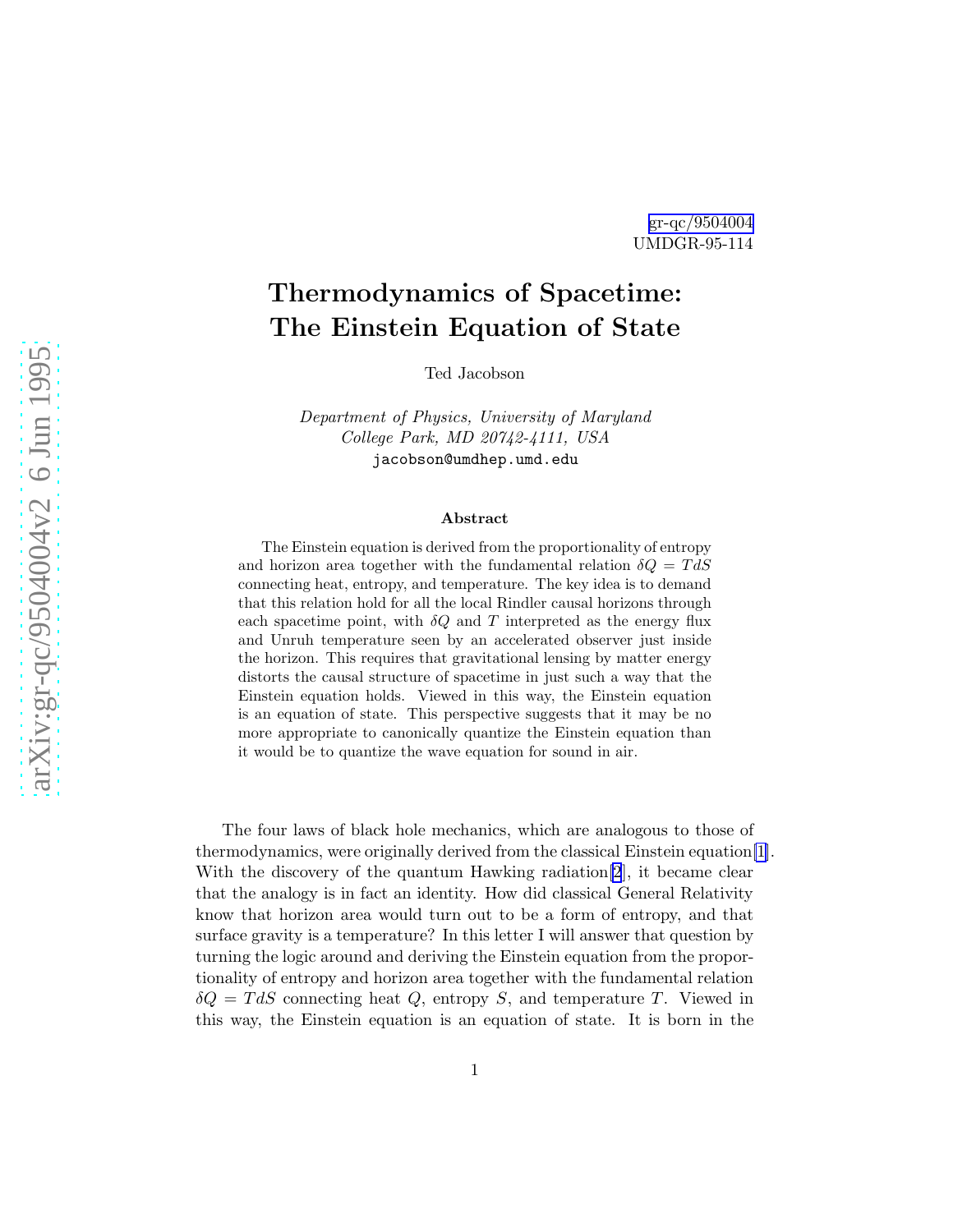gr-qc/9504004
UMDGR-95-114

# Thermodynamics of Spacetime: The Einstein Equation of State

Ted Jacobson

*Department of Physics, University of Maryland*
*College Park, MD 20742-4111, USA*
jacobson@umdhep.umd.edu

### Abstract

The Einstein equation is derived from the proportionality of entropy and horizon area together with the fundamental relation $\delta Q = TdS$ connecting heat, entropy, and temperature. The key idea is to demand that this relation hold for all the local Rindler causal horizons through each spacetime point, with $\delta Q$ and $T$ interpreted as the energy flux and Unruh temperature seen by an accelerated observer just inside the horizon. This requires that gravitational lensing by matter energy distorts the causal structure of spacetime in just such a way that the Einstein equation holds. Viewed in this way, the Einstein equation is an equation of state. This perspective suggests that it may be no more appropriate to canonically quantize the Einstein equation than it would be to quantize the wave equation for sound in air.

The four laws of black hole mechanics, which are analogous to those of thermodynamics, were originally derived from the classical Einstein equation[1]. With the discovery of the quantum Hawking radiation[2], it became clear that the analogy is in fact an identity. How did classical General Relativity know that horizon area would turn out to be a form of entropy, and that surface gravity is a temperature? In this letter I will answer that question by turning the logic around and deriving the Einstein equation from the proportionality of entropy and horizon area together with the fundamental relation $\delta Q = TdS$ connecting heat $Q$, entropy $S$, and temperature $T$. Viewed in this way, the Einstein equation is an equation of state. It is born in the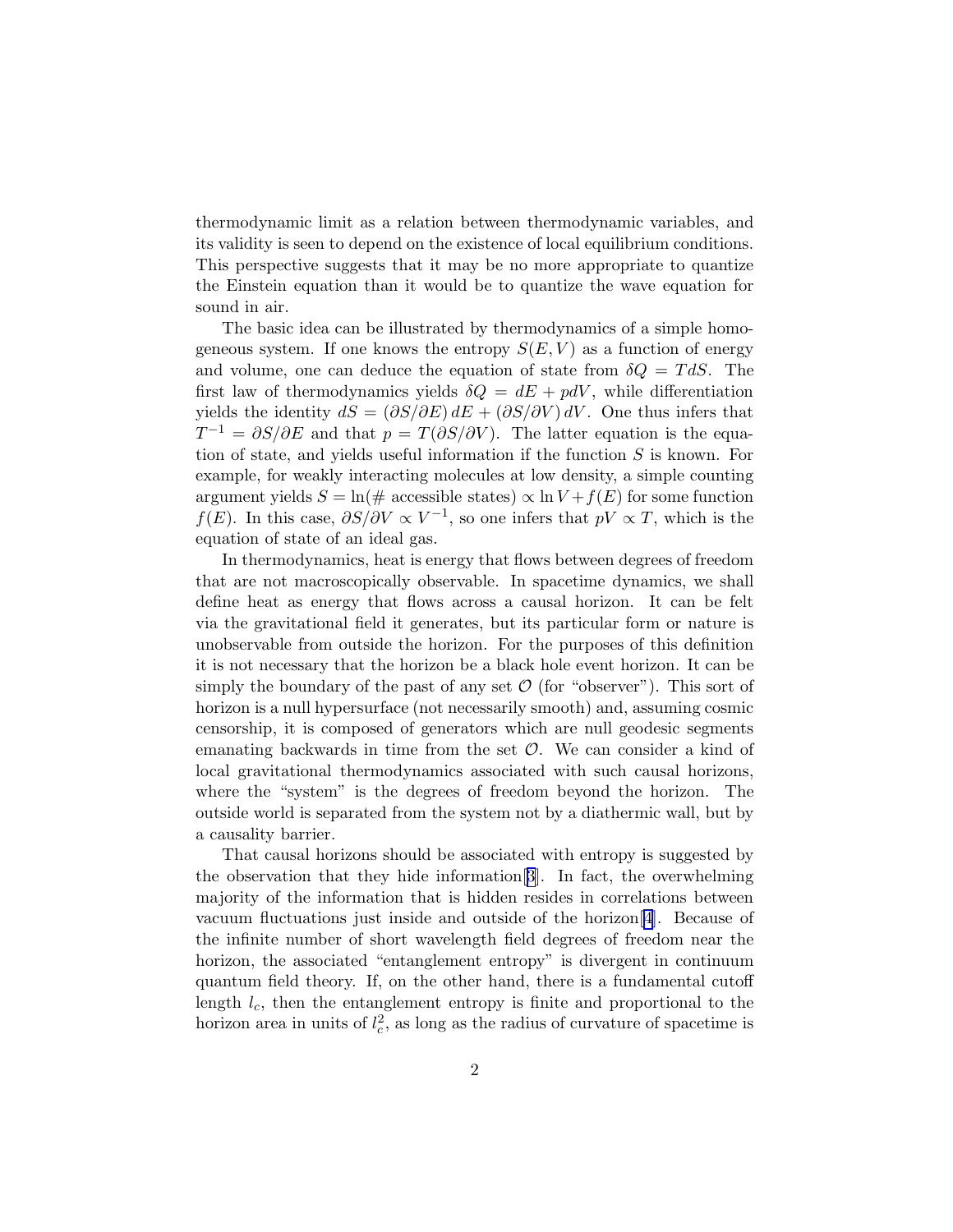thermodynamic limit as a relation between thermodynamic variables, and its validity is seen to depend on the existence of local equilibrium conditions. This perspective suggests that it may be no more appropriate to quantize the Einstein equation than it would be to quantize the wave equation for sound in air.

The basic idea can be illustrated by thermodynamics of a simple homogeneous system. If one knows the entropy $S(E, V)$ as a function of energy and volume, one can deduce the equation of state from $\delta Q = T dS$. The first law of thermodynamics yields $\delta Q = dE + p dV$, while differentiation yields the identity $dS = (\partial S/\partial E)\, dE + (\partial S/\partial V)\, dV$. One thus infers that $T^{-1} = \partial S/\partial E$ and that $p = T(\partial S/\partial V)$. The latter equation is the equation of state, and yields useful information if the function $S$ is known. For example, for weakly interacting molecules at low density, a simple counting argument yields $S = \ln(\#\text{ accessible states}) \propto \ln V + f(E)$ for some function $f(E)$. In this case, $\partial S/\partial V \propto V^{-1}$, so one infers that $pV \propto T$, which is the equation of state of an ideal gas.

In thermodynamics, heat is energy that flows between degrees of freedom that are not macroscopically observable. In spacetime dynamics, we shall define heat as energy that flows across a causal horizon. It can be felt via the gravitational field it generates, but its particular form or nature is unobservable from outside the horizon. For the purposes of this definition it is not necessary that the horizon be a black hole event horizon. It can be simply the boundary of the past of any set $\mathcal{O}$ (for "observer"). This sort of horizon is a null hypersurface (not necessarily smooth) and, assuming cosmic censorship, it is composed of generators which are null geodesic segments emanating backwards in time from the set $\mathcal{O}$. We can consider a kind of local gravitational thermodynamics associated with such causal horizons, where the "system" is the degrees of freedom beyond the horizon. The outside world is separated from the system not by a diathermic wall, but by a causality barrier.

That causal horizons should be associated with entropy is suggested by the observation that they hide information[3]. In fact, the overwhelming majority of the information that is hidden resides in correlations between vacuum fluctuations just inside and outside of the horizon[4]. Because of the infinite number of short wavelength field degrees of freedom near the horizon, the associated "entanglement entropy" is divergent in continuum quantum field theory. If, on the other hand, there is a fundamental cutoff length $l_c$, then the entanglement entropy is finite and proportional to the horizon area in units of $l_c^2$, as long as the radius of curvature of spacetime is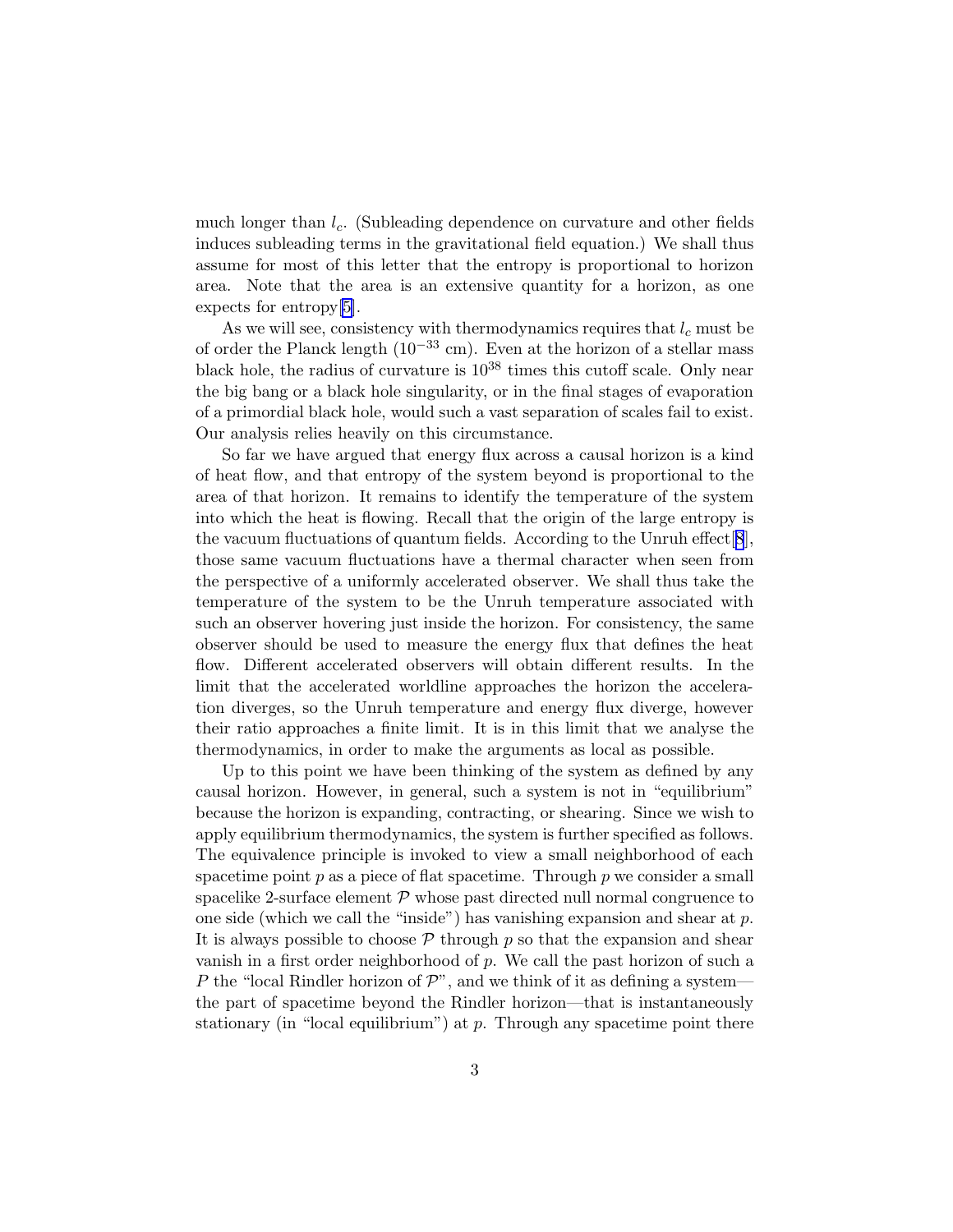much longer than $l_c$. (Subleading dependence on curvature and other fields induces subleading terms in the gravitational field equation.) We shall thus assume for most of this letter that the entropy is proportional to horizon area. Note that the area is an extensive quantity for a horizon, as one expects for entropy[5].

As we will see, consistency with thermodynamics requires that $l_c$ must be of order the Planck length ($10^{-33}$ cm). Even at the horizon of a stellar mass black hole, the radius of curvature is $10^{38}$ times this cutoff scale. Only near the big bang or a black hole singularity, or in the final stages of evaporation of a primordial black hole, would such a vast separation of scales fail to exist. Our analysis relies heavily on this circumstance.

So far we have argued that energy flux across a causal horizon is a kind of heat flow, and that entropy of the system beyond is proportional to the area of that horizon. It remains to identify the temperature of the system into which the heat is flowing. Recall that the origin of the large entropy is the vacuum fluctuations of quantum fields. According to the Unruh effect[8], those same vacuum fluctuations have a thermal character when seen from the perspective of a uniformly accelerated observer. We shall thus take the temperature of the system to be the Unruh temperature associated with such an observer hovering just inside the horizon. For consistency, the same observer should be used to measure the energy flux that defines the heat flow. Different accelerated observers will obtain different results. In the limit that the accelerated worldline approaches the horizon the acceleration diverges, so the Unruh temperature and energy flux diverge, however their ratio approaches a finite limit. It is in this limit that we analyse the thermodynamics, in order to make the arguments as local as possible.

Up to this point we have been thinking of the system as defined by any causal horizon. However, in general, such a system is not in "equilibrium" because the horizon is expanding, contracting, or shearing. Since we wish to apply equilibrium thermodynamics, the system is further specified as follows. The equivalence principle is invoked to view a small neighborhood of each spacetime point $p$ as a piece of flat spacetime. Through $p$ we consider a small spacelike 2-surface element $\mathcal{P}$ whose past directed null normal congruence to one side (which we call the "inside") has vanishing expansion and shear at $p$. It is always possible to choose $\mathcal{P}$ through $p$ so that the expansion and shear vanish in a first order neighborhood of $p$. We call the past horizon of such a $P$ the "local Rindler horizon of $\mathcal{P}$", and we think of it as defining a system—the part of spacetime beyond the Rindler horizon—that is instantaneously stationary (in "local equilibrium") at $p$. Through any spacetime point there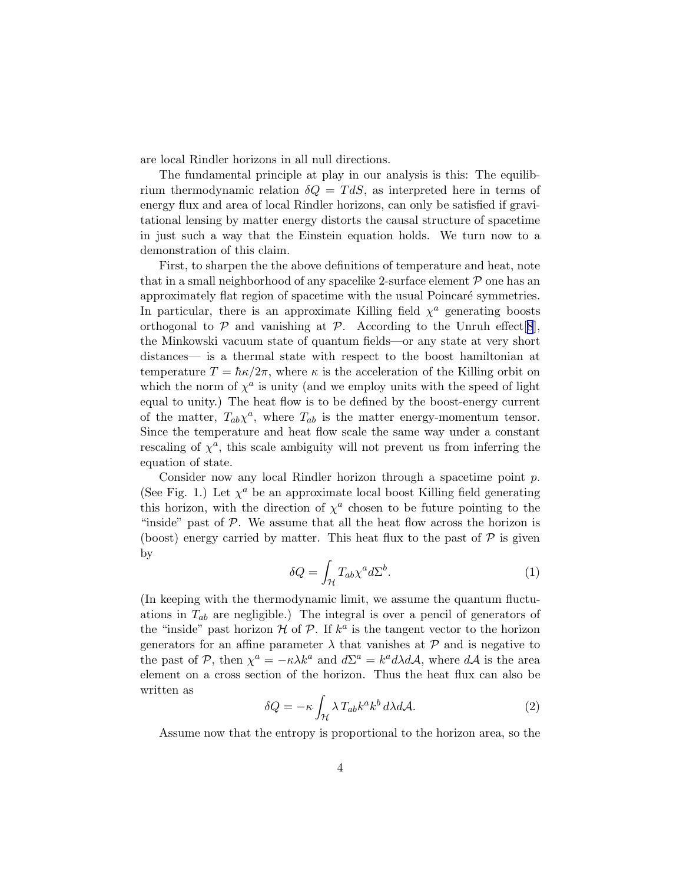are local Rindler horizons in all null directions.

The fundamental principle at play in our analysis is this: The equilibrium thermodynamic relation $\delta Q = TdS$, as interpreted here in terms of energy flux and area of local Rindler horizons, can only be satisfied if gravitational lensing by matter energy distorts the causal structure of spacetime in just such a way that the Einstein equation holds. We turn now to a demonstration of this claim.

First, to sharpen the the above definitions of temperature and heat, note that in a small neighborhood of any spacelike 2-surface element $\mathcal{P}$ one has an approximately flat region of spacetime with the usual Poincaré symmetries. In particular, there is an approximate Killing field $\chi^a$ generating boosts orthogonal to $\mathcal{P}$ and vanishing at $\mathcal{P}$. According to the Unruh effect[8], the Minkowski vacuum state of quantum fields—or any state at very short distances— is a thermal state with respect to the boost hamiltonian at temperature $T = \hbar\kappa/2\pi$, where $\kappa$ is the acceleration of the Killing orbit on which the norm of $\chi^a$ is unity (and we employ units with the speed of light equal to unity.) The heat flow is to be defined by the boost-energy current of the matter, $T_{ab}\chi^a$, where $T_{ab}$ is the matter energy-momentum tensor. Since the temperature and heat flow scale the same way under a constant rescaling of $\chi^a$, this scale ambiguity will not prevent us from inferring the equation of state.

Consider now any local Rindler horizon through a spacetime point $p$. (See Fig. 1.) Let $\chi^a$ be an approximate local boost Killing field generating this horizon, with the direction of $\chi^a$ chosen to be future pointing to the "inside" past of $\mathcal{P}$. We assume that all the heat flow across the horizon is (boost) energy carried by matter. This heat flux to the past of $\mathcal{P}$ is given by

$$\delta Q = \int_{\mathcal{H}} T_{ab}\chi^a d\Sigma^b. \tag{1}$$

(In keeping with the thermodynamic limit, we assume the quantum fluctuations in $T_{ab}$ are negligible.) The integral is over a pencil of generators of the "inside" past horizon $\mathcal{H}$ of $\mathcal{P}$. If $k^a$ is the tangent vector to the horizon generators for an affine parameter $\lambda$ that vanishes at $\mathcal{P}$ and is negative to the past of $\mathcal{P}$, then $\chi^a = -\kappa\lambda k^a$ and $d\Sigma^a = k^a d\lambda d\mathcal{A}$, where $d\mathcal{A}$ is the area element on a cross section of the horizon. Thus the heat flux can also be written as

$$\delta Q = -\kappa \int_{\mathcal{H}} \lambda\, T_{ab}k^a k^b \, d\lambda d\mathcal{A}. \tag{2}$$

Assume now that the entropy is proportional to the horizon area, so the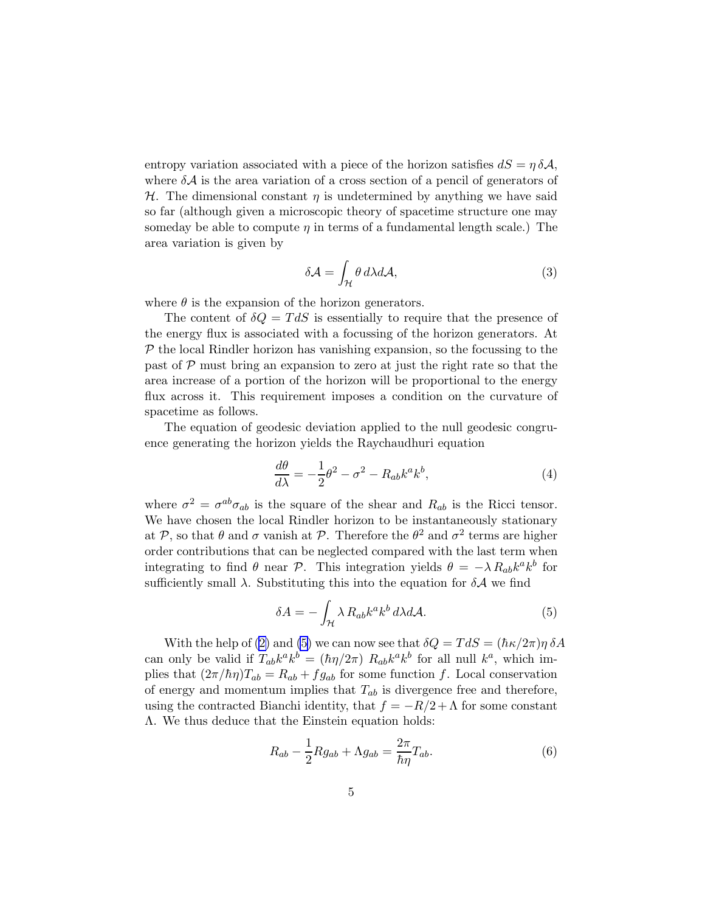entropy variation associated with a piece of the horizon satisfies $dS = \eta\, \delta\mathcal{A}$, where $\delta\mathcal{A}$ is the area variation of a cross section of a pencil of generators of $\mathcal{H}$. The dimensional constant $\eta$ is undetermined by anything we have said so far (although given a microscopic theory of spacetime structure one may someday be able to compute $\eta$ in terms of a fundamental length scale.) The area variation is given by

$$\delta\mathcal{A} = \int_{\mathcal{H}} \theta \, d\lambda d\mathcal{A}, \tag{3}$$

where $\theta$ is the expansion of the horizon generators.

The content of $\delta Q = TdS$ is essentially to require that the presence of the energy flux is associated with a focussing of the horizon generators. At $\mathcal{P}$ the local Rindler horizon has vanishing expansion, so the focussing to the past of $\mathcal{P}$ must bring an expansion to zero at just the right rate so that the area increase of a portion of the horizon will be proportional to the energy flux across it. This requirement imposes a condition on the curvature of spacetime as follows.

The equation of geodesic deviation applied to the null geodesic congruence generating the horizon yields the Raychaudhuri equation

$$\frac{d\theta}{d\lambda} = -\frac{1}{2}\theta^2 - \sigma^2 - R_{ab}k^a k^b, \tag{4}$$

where $\sigma^2 = \sigma^{ab}\sigma_{ab}$ is the square of the shear and $R_{ab}$ is the Ricci tensor. We have chosen the local Rindler horizon to be instantaneously stationary at $\mathcal{P}$, so that $\theta$ and $\sigma$ vanish at $\mathcal{P}$. Therefore the $\theta^2$ and $\sigma^2$ terms are higher order contributions that can be neglected compared with the last term when integrating to find $\theta$ near $\mathcal{P}$. This integration yields $\theta = -\lambda\, R_{ab}k^a k^b$ for sufficiently small $\lambda$. Substituting this into the equation for $\delta\mathcal{A}$ we find

$$\delta A = -\int_{\mathcal{H}} \lambda\, R_{ab}k^a k^b \, d\lambda d\mathcal{A}. \tag{5}$$

With the help of (2) and (5) we can now see that $\delta Q = TdS = (\hbar\kappa/2\pi)\eta\, \delta A$ can only be valid if $T_{ab}k^a k^b = (\hbar\eta/2\pi)\; R_{ab}k^a k^b$ for all null $k^a$, which implies that $(2\pi/\hbar\eta)T_{ab} = R_{ab} + f g_{ab}$ for some function $f$. Local conservation of energy and momentum implies that $T_{ab}$ is divergence free and therefore, using the contracted Bianchi identity, that $f = -R/2 + \Lambda$ for some constant $\Lambda$. We thus deduce that the Einstein equation holds:

$$R_{ab} - \frac{1}{2}R g_{ab} + \Lambda g_{ab} = \frac{2\pi}{\hbar\eta} T_{ab}. \tag{6}$$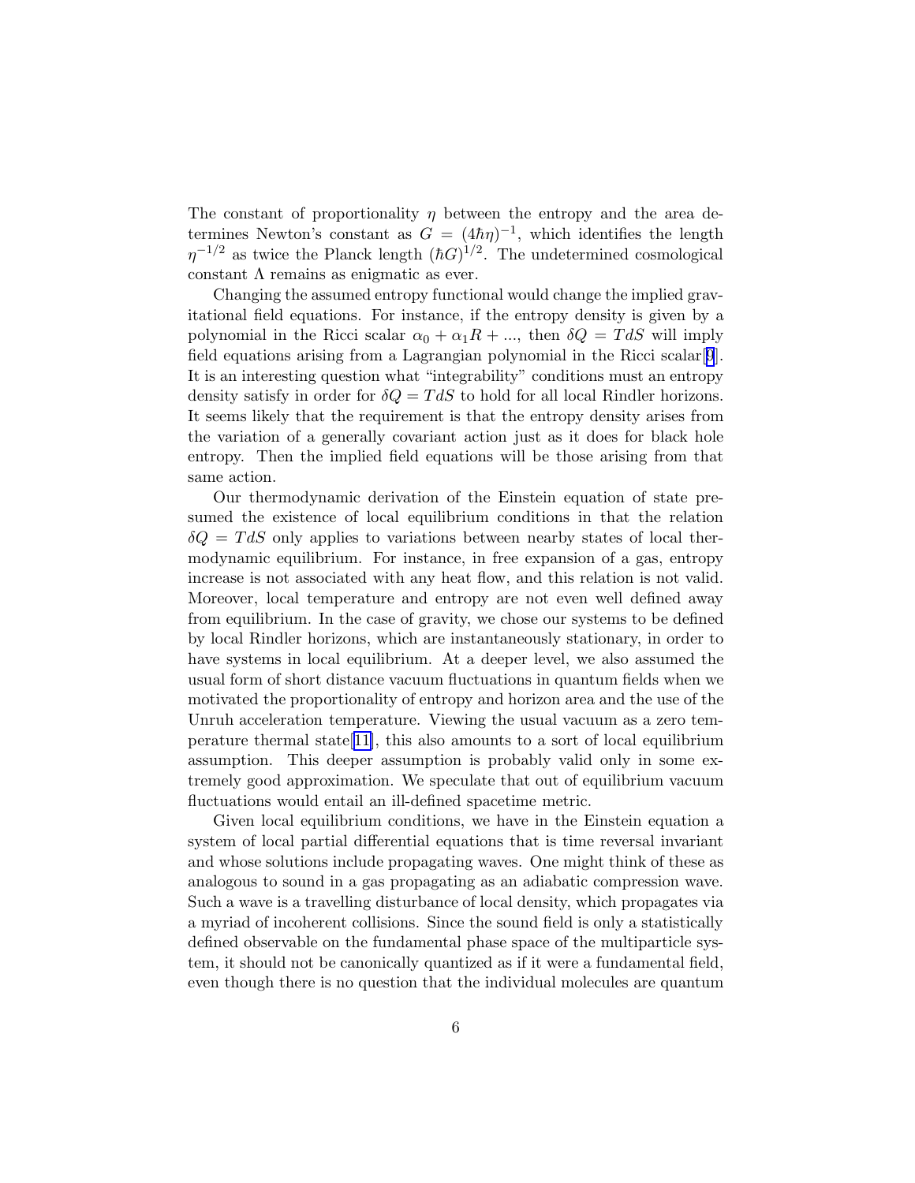The constant of proportionality $\eta$ between the entropy and the area determines Newton's constant as $G = (4\hbar\eta)^{-1}$, which identifies the length $\eta^{-1/2}$ as twice the Planck length $(\hbar G)^{1/2}$. The undetermined cosmological constant $\Lambda$ remains as enigmatic as ever.

Changing the assumed entropy functional would change the implied gravitational field equations. For instance, if the entropy density is given by a polynomial in the Ricci scalar $\alpha_0 + \alpha_1 R + ...$, then $\delta Q = TdS$ will imply field equations arising from a Lagrangian polynomial in the Ricci scalar[9]. It is an interesting question what "integrability" conditions must an entropy density satisfy in order for $\delta Q = TdS$ to hold for all local Rindler horizons. It seems likely that the requirement is that the entropy density arises from the variation of a generally covariant action just as it does for black hole entropy. Then the implied field equations will be those arising from that same action.

Our thermodynamic derivation of the Einstein equation of state presumed the existence of local equilibrium conditions in that the relation $\delta Q = TdS$ only applies to variations between nearby states of local thermodynamic equilibrium. For instance, in free expansion of a gas, entropy increase is not associated with any heat flow, and this relation is not valid. Moreover, local temperature and entropy are not even well defined away from equilibrium. In the case of gravity, we chose our systems to be defined by local Rindler horizons, which are instantaneously stationary, in order to have systems in local equilibrium. At a deeper level, we also assumed the usual form of short distance vacuum fluctuations in quantum fields when we motivated the proportionality of entropy and horizon area and the use of the Unruh acceleration temperature. Viewing the usual vacuum as a zero temperature thermal state[11], this also amounts to a sort of local equilibrium assumption. This deeper assumption is probably valid only in some extremely good approximation. We speculate that out of equilibrium vacuum fluctuations would entail an ill-defined spacetime metric.

Given local equilibrium conditions, we have in the Einstein equation a system of local partial differential equations that is time reversal invariant and whose solutions include propagating waves. One might think of these as analogous to sound in a gas propagating as an adiabatic compression wave. Such a wave is a travelling disturbance of local density, which propagates via a myriad of incoherent collisions. Since the sound field is only a statistically defined observable on the fundamental phase space of the multiparticle system, it should not be canonically quantized as if it were a fundamental field, even though there is no question that the individual molecules are quantum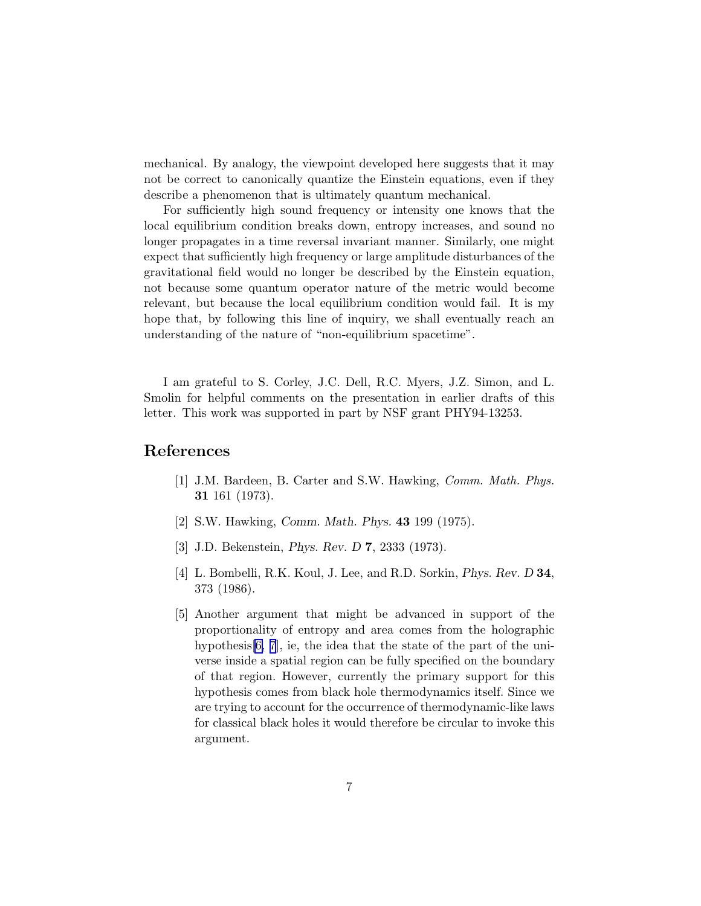mechanical. By analogy, the viewpoint developed here suggests that it may not be correct to canonically quantize the Einstein equations, even if they describe a phenomenon that is ultimately quantum mechanical.

For sufficiently high sound frequency or intensity one knows that the local equilibrium condition breaks down, entropy increases, and sound no longer propagates in a time reversal invariant manner. Similarly, one might expect that sufficiently high frequency or large amplitude disturbances of the gravitational field would no longer be described by the Einstein equation, not because some quantum operator nature of the metric would become relevant, but because the local equilibrium condition would fail. It is my hope that, by following this line of inquiry, we shall eventually reach an understanding of the nature of "non-equilibrium spacetime".

I am grateful to S. Corley, J.C. Dell, R.C. Myers, J.Z. Simon, and L. Smolin for helpful comments on the presentation in earlier drafts of this letter. This work was supported in part by NSF grant PHY94-13253.

## References

[1] J.M. Bardeen, B. Carter and S.W. Hawking, *Comm. Math. Phys.* **31** 161 (1973).

[2] S.W. Hawking, *Comm. Math. Phys.* **43** 199 (1975).

[3] J.D. Bekenstein, *Phys. Rev. D* **7**, 2333 (1973).

[4] L. Bombelli, R.K. Koul, J. Lee, and R.D. Sorkin, *Phys. Rev. D* **34**, 373 (1986).

[5] Another argument that might be advanced in support of the proportionality of entropy and area comes from the holographic hypothesis[6, 7], ie, the idea that the state of the part of the universe inside a spatial region can be fully specified on the boundary of that region. However, currently the primary support for this hypothesis comes from black hole thermodynamics itself. Since we are trying to account for the occurrence of thermodynamic-like laws for classical black holes it would therefore be circular to invoke this argument.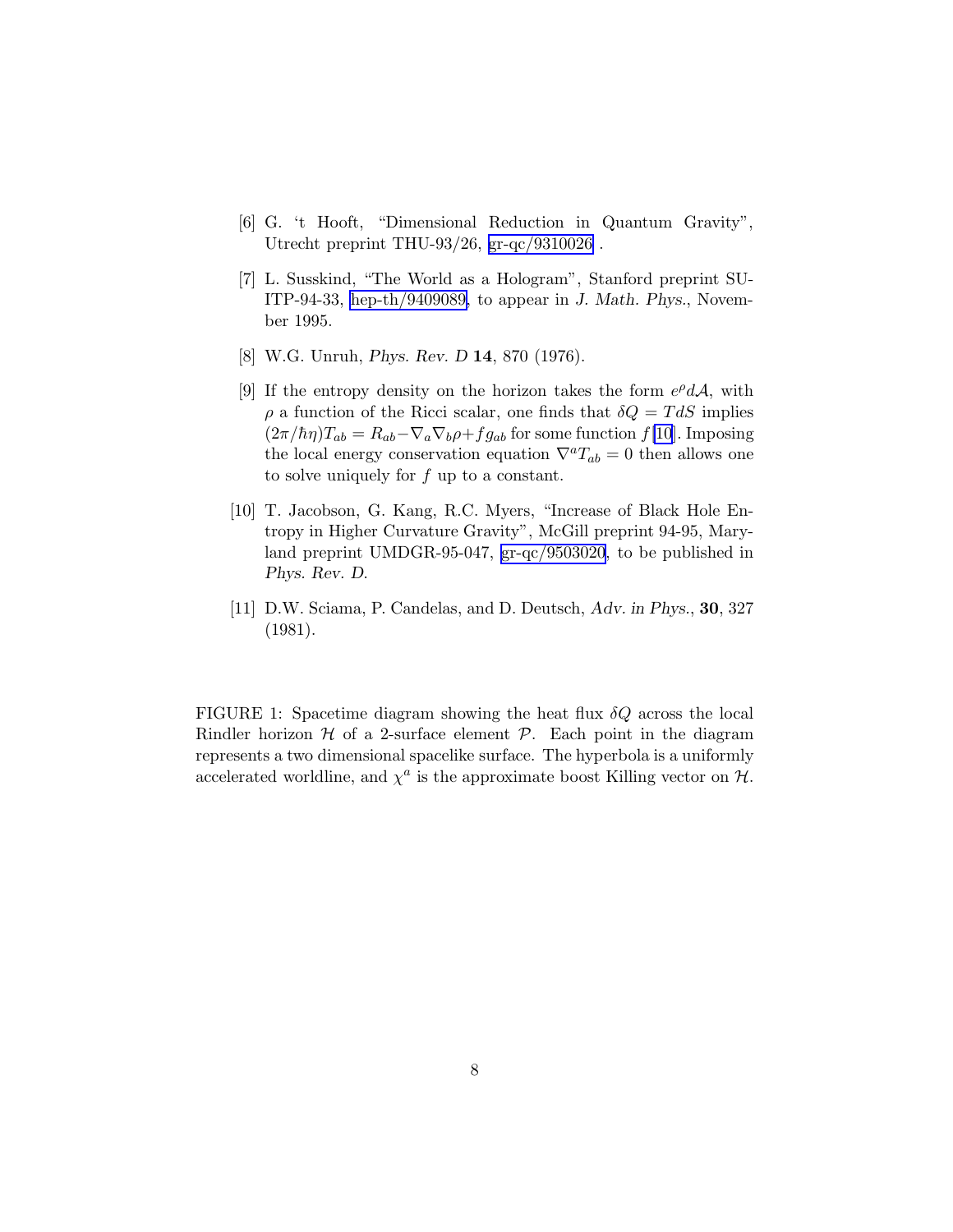[6] G. 't Hooft, "Dimensional Reduction in Quantum Gravity", Utrecht preprint THU-93/26, gr-qc/9310026 .

[7] L. Susskind, "The World as a Hologram", Stanford preprint SU-ITP-94-33, hep-th/9409089, to appear in *J. Math. Phys.*, November 1995.

[8] W.G. Unruh, *Phys. Rev. D* **14**, 870 (1976).

[9] If the entropy density on the horizon takes the form $e^{\rho} d\mathcal{A}$, with $\rho$ a function of the Ricci scalar, one finds that $\delta Q = TdS$ implies $(2\pi/\hbar\eta)T_{ab} = R_{ab} - \nabla_a \nabla_b \rho + f g_{ab}$ for some function $f$ [10]. Imposing the local energy conservation equation $\nabla^a T_{ab} = 0$ then allows one to solve uniquely for $f$ up to a constant.

[10] T. Jacobson, G. Kang, R.C. Myers, "Increase of Black Hole Entropy in Higher Curvature Gravity", McGill preprint 94-95, Maryland preprint UMDGR-95-047, gr-qc/9503020, to be published in *Phys. Rev. D.*

[11] D.W. Sciama, P. Candelas, and D. Deutsch, *Adv. in Phys.*, **30**, 327 (1981).

FIGURE 1: Spacetime diagram showing the heat flux $\delta Q$ across the local Rindler horizon $\mathcal{H}$ of a 2-surface element $\mathcal{P}$. Each point in the diagram represents a two dimensional spacelike surface. The hyperbola is a uniformly accelerated worldline, and $\chi^a$ is the approximate boost Killing vector on $\mathcal{H}$.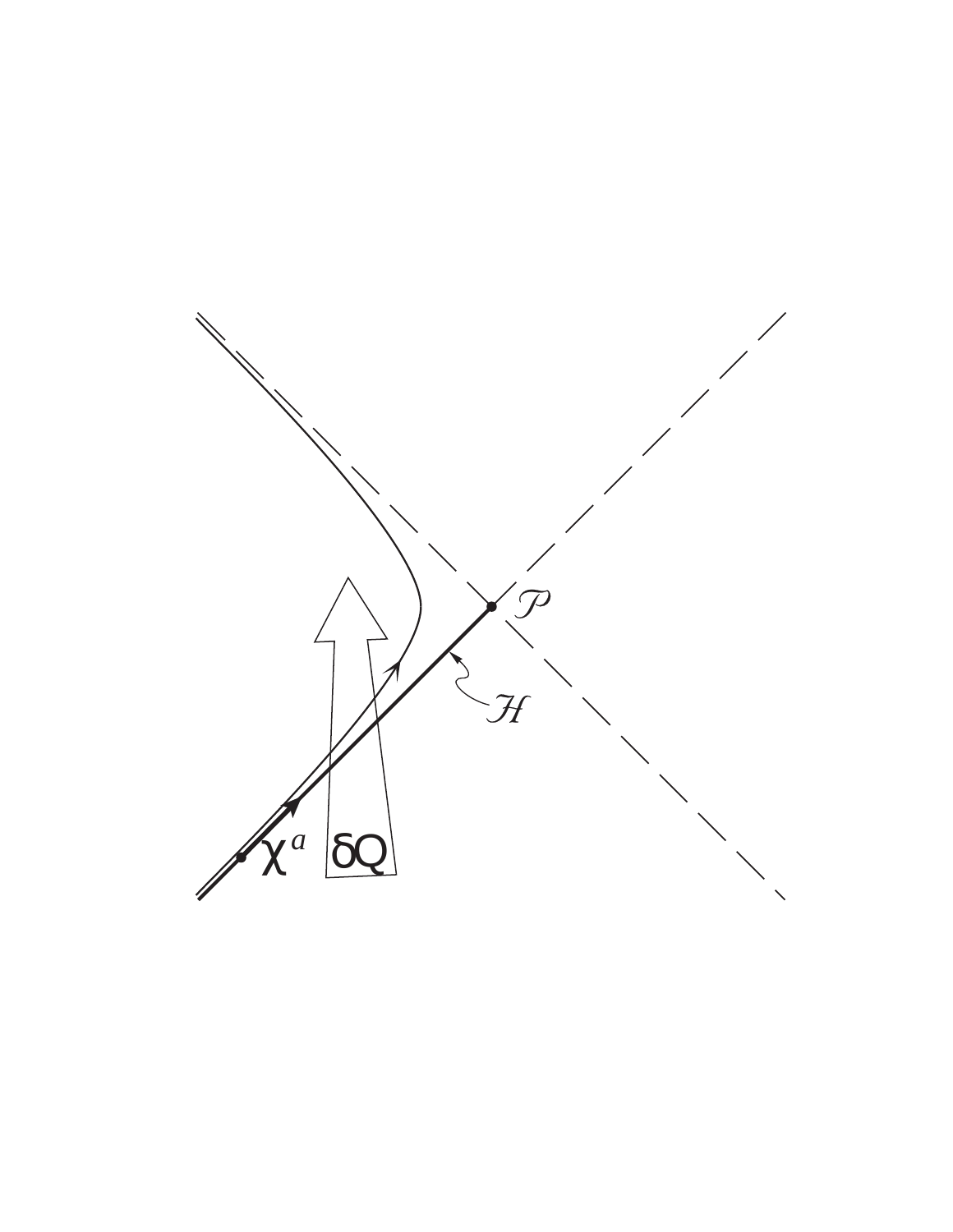$\mathcal{P}$

$\mathcal{H}$

$\chi^a$

$\delta Q$